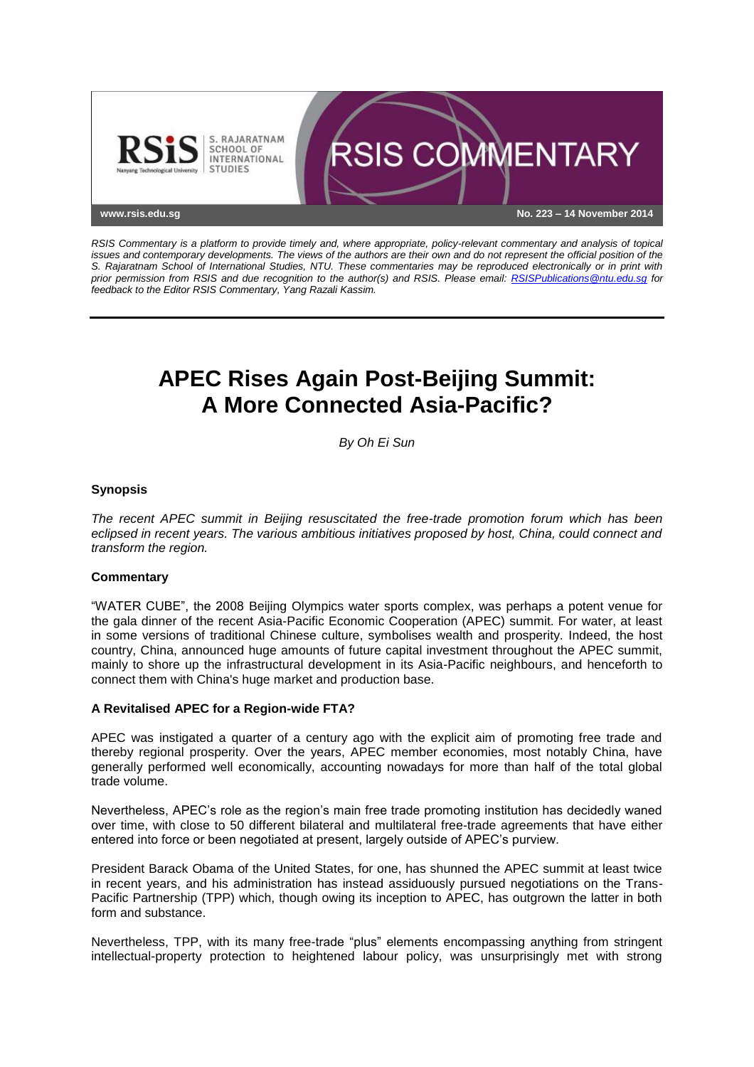RSIS COMMENTARY

www.rsis.edu.sg

No. 223 – 14 November 2014

*RSIS Commentary is a platform to provide timely and, where appropriate, policy-relevant commentary and analysis of topical issues and contemporary developments. The views of the authors are their own and do not represent the official position of the S. Rajaratnam School of International Studies, NTU. These commentaries may be reproduced electronically or in print with prior permission from RSIS and due recognition to the author(s) and RSIS. Please email: RSISPublications@ntu.edu.sg for feedback to the Editor RSIS Commentary, Yang Razali Kassim.*

# APEC Rises Again Post-Beijing Summit: A More Connected Asia-Pacific?

*By Oh Ei Sun*

### Synopsis

*The recent APEC summit in Beijing resuscitated the free-trade promotion forum which has been eclipsed in recent years. The various ambitious initiatives proposed by host, China, could connect and transform the region.*

### Commentary

"WATER CUBE", the 2008 Beijing Olympics water sports complex, was perhaps a potent venue for the gala dinner of the recent Asia-Pacific Economic Cooperation (APEC) summit. For water, at least in some versions of traditional Chinese culture, symbolises wealth and prosperity. Indeed, the host country, China, announced huge amounts of future capital investment throughout the APEC summit, mainly to shore up the infrastructural development in its Asia-Pacific neighbours, and henceforth to connect them with China's huge market and production base.

### A Revitalised APEC for a Region-wide FTA?

APEC was instigated a quarter of a century ago with the explicit aim of promoting free trade and thereby regional prosperity. Over the years, APEC member economies, most notably China, have generally performed well economically, accounting nowadays for more than half of the total global trade volume.

Nevertheless, APEC's role as the region's main free trade promoting institution has decidedly waned over time, with close to 50 different bilateral and multilateral free-trade agreements that have either entered into force or been negotiated at present, largely outside of APEC's purview.

President Barack Obama of the United States, for one, has shunned the APEC summit at least twice in recent years, and his administration has instead assiduously pursued negotiations on the Trans-Pacific Partnership (TPP) which, though owing its inception to APEC, has outgrown the latter in both form and substance.

Nevertheless, TPP, with its many free-trade "plus" elements encompassing anything from stringent intellectual-property protection to heightened labour policy, was unsurprisingly met with strong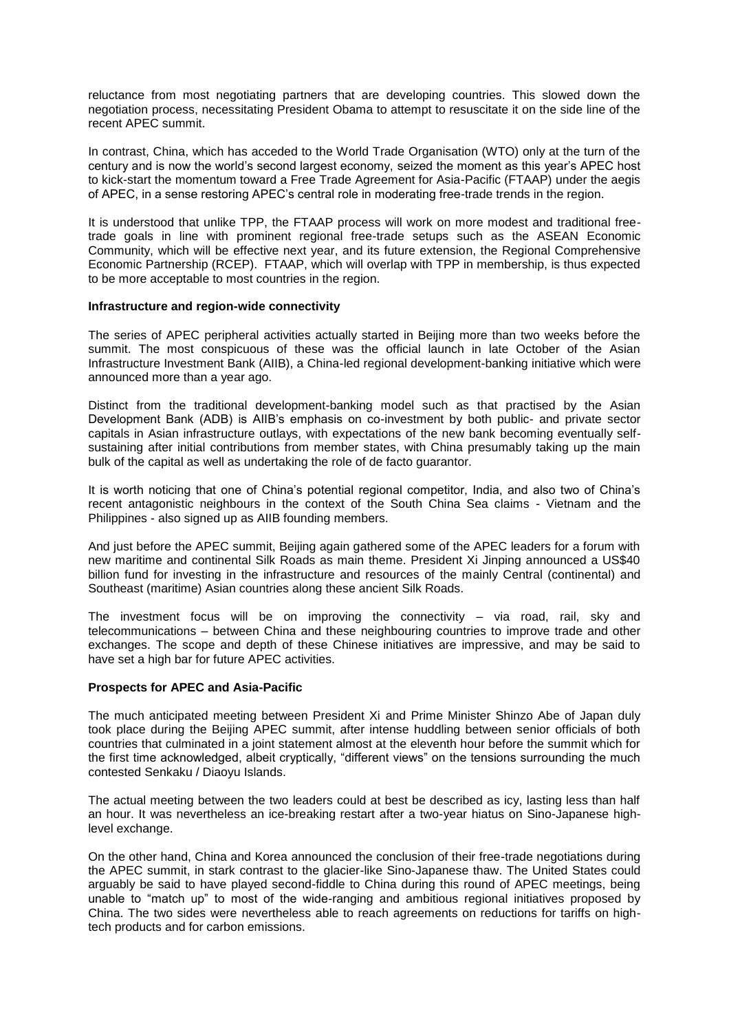reluctance from most negotiating partners that are developing countries. This slowed down the negotiation process, necessitating President Obama to attempt to resuscitate it on the side line of the recent APEC summit.

In contrast, China, which has acceded to the World Trade Organisation (WTO) only at the turn of the century and is now the world's second largest economy, seized the moment as this year's APEC host to kick-start the momentum toward a Free Trade Agreement for Asia-Pacific (FTAAP) under the aegis of APEC, in a sense restoring APEC's central role in moderating free-trade trends in the region.

It is understood that unlike TPP, the FTAAP process will work on more modest and traditional free-trade goals in line with prominent regional free-trade setups such as the ASEAN Economic Community, which will be effective next year, and its future extension, the Regional Comprehensive Economic Partnership (RCEP). FTAAP, which will overlap with TPP in membership, is thus expected to be more acceptable to most countries in the region.

**Infrastructure and region-wide connectivity**

The series of APEC peripheral activities actually started in Beijing more than two weeks before the summit. The most conspicuous of these was the official launch in late October of the Asian Infrastructure Investment Bank (AIIB), a China-led regional development-banking initiative which were announced more than a year ago.

Distinct from the traditional development-banking model such as that practised by the Asian Development Bank (ADB) is AIIB's emphasis on co-investment by both public- and private sector capitals in Asian infrastructure outlays, with expectations of the new bank becoming eventually self-sustaining after initial contributions from member states, with China presumably taking up the main bulk of the capital as well as undertaking the role of de facto guarantor.

It is worth noticing that one of China's potential regional competitor, India, and also two of China's recent antagonistic neighbours in the context of the South China Sea claims - Vietnam and the Philippines - also signed up as AIIB founding members.

And just before the APEC summit, Beijing again gathered some of the APEC leaders for a forum with new maritime and continental Silk Roads as main theme. President Xi Jinping announced a US$40 billion fund for investing in the infrastructure and resources of the mainly Central (continental) and Southeast (maritime) Asian countries along these ancient Silk Roads.

The investment focus will be on improving the connectivity – via road, rail, sky and telecommunications – between China and these neighbouring countries to improve trade and other exchanges. The scope and depth of these Chinese initiatives are impressive, and may be said to have set a high bar for future APEC activities.

**Prospects for APEC and Asia-Pacific**

The much anticipated meeting between President Xi and Prime Minister Shinzo Abe of Japan duly took place during the Beijing APEC summit, after intense huddling between senior officials of both countries that culminated in a joint statement almost at the eleventh hour before the summit which for the first time acknowledged, albeit cryptically, "different views" on the tensions surrounding the much contested Senkaku / Diaoyu Islands.

The actual meeting between the two leaders could at best be described as icy, lasting less than half an hour. It was nevertheless an ice-breaking restart after a two-year hiatus on Sino-Japanese high-level exchange.

On the other hand, China and Korea announced the conclusion of their free-trade negotiations during the APEC summit, in stark contrast to the glacier-like Sino-Japanese thaw. The United States could arguably be said to have played second-fiddle to China during this round of APEC meetings, being unable to "match up" to most of the wide-ranging and ambitious regional initiatives proposed by China. The two sides were nevertheless able to reach agreements on reductions for tariffs on high-tech products and for carbon emissions.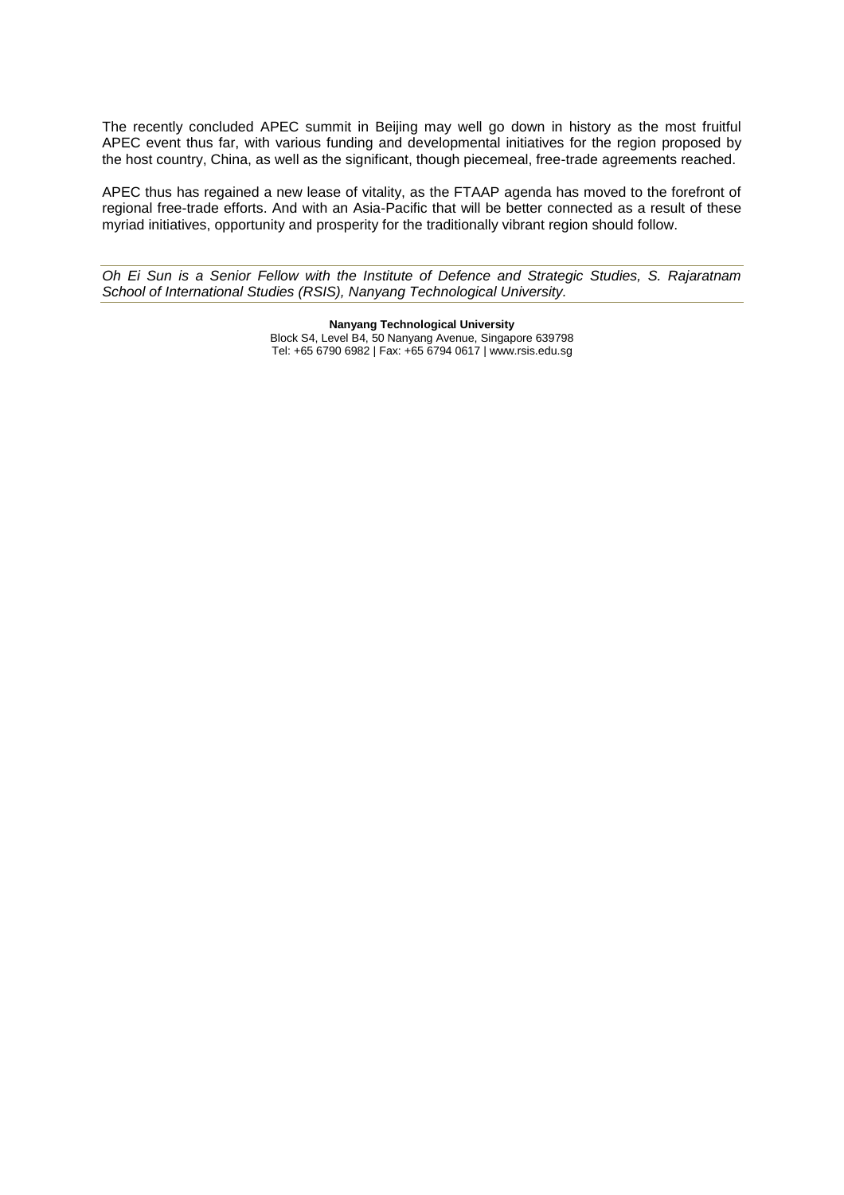The recently concluded APEC summit in Beijing may well go down in history as the most fruitful APEC event thus far, with various funding and developmental initiatives for the region proposed by the host country, China, as well as the significant, though piecemeal, free-trade agreements reached.

APEC thus has regained a new lease of vitality, as the FTAAP agenda has moved to the forefront of regional free-trade efforts. And with an Asia-Pacific that will be better connected as a result of these myriad initiatives, opportunity and prosperity for the traditionally vibrant region should follow.

---

*Oh Ei Sun is a Senior Fellow with the Institute of Defence and Strategic Studies, S. Rajaratnam School of International Studies (RSIS), Nanyang Technological University.*

---

**Nanyang Technological University**
Block S4, Level B4, 50 Nanyang Avenue, Singapore 639798
Tel: +65 6790 6982 | Fax: +65 6794 0617 | www.rsis.edu.sg